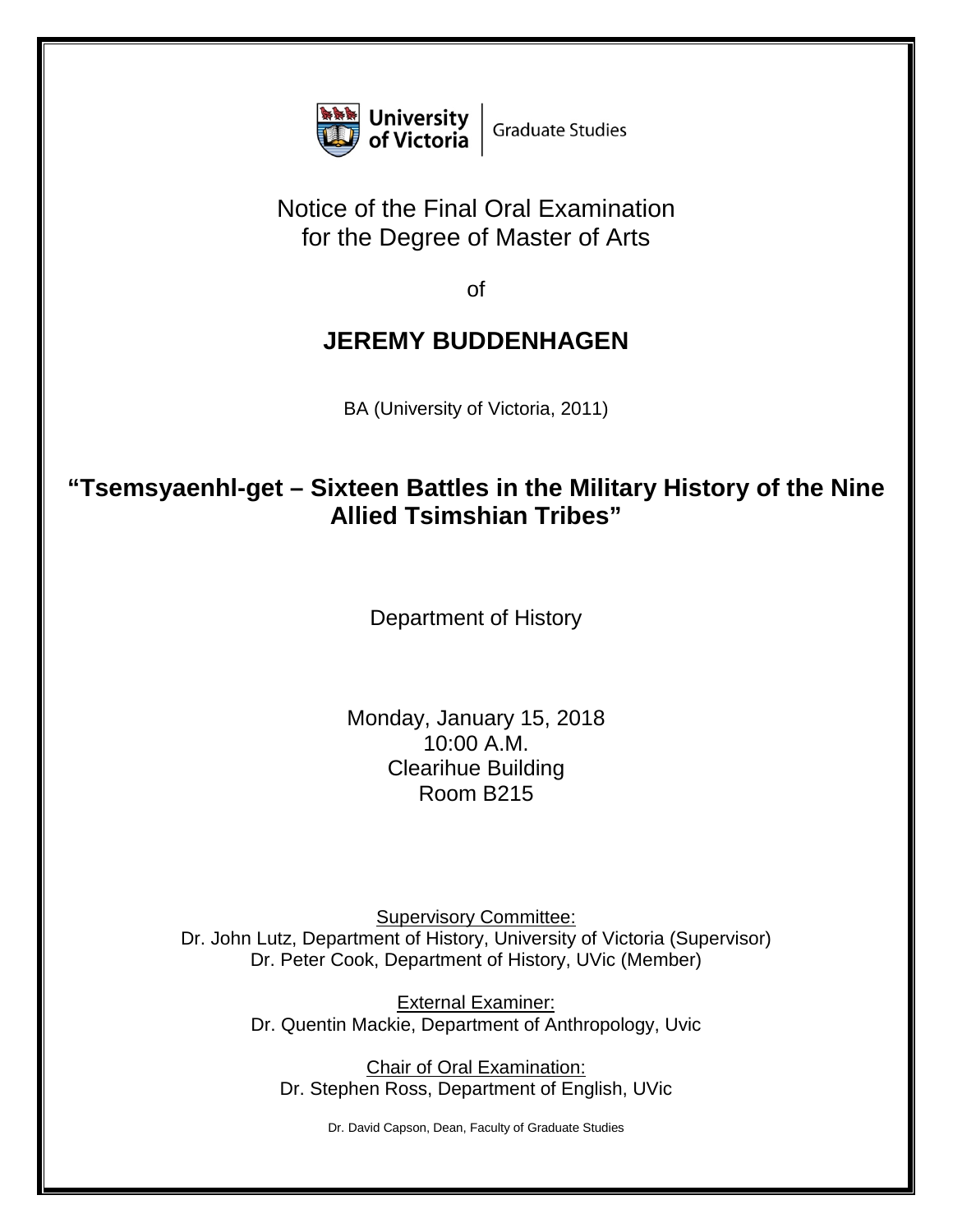University of Victoria | Graduate Studies

# Notice of the Final Oral Examination for the Degree of Master of Arts

of

## JEREMY BUDDENHAGEN

BA (University of Victoria, 2011)

## "Tsemsyaenhl-get – Sixteen Battles in the Military History of the Nine Allied Tsimshian Tribes"

Department of History

Monday, January 15, 2018
10:00 A.M.
Clearihue Building
Room B215

Supervisory Committee:
Dr. John Lutz, Department of History, University of Victoria (Supervisor)
Dr. Peter Cook, Department of History, UVic (Member)

External Examiner:
Dr. Quentin Mackie, Department of Anthropology, Uvic

Chair of Oral Examination:
Dr. Stephen Ross, Department of English, UVic

Dr. David Capson, Dean, Faculty of Graduate Studies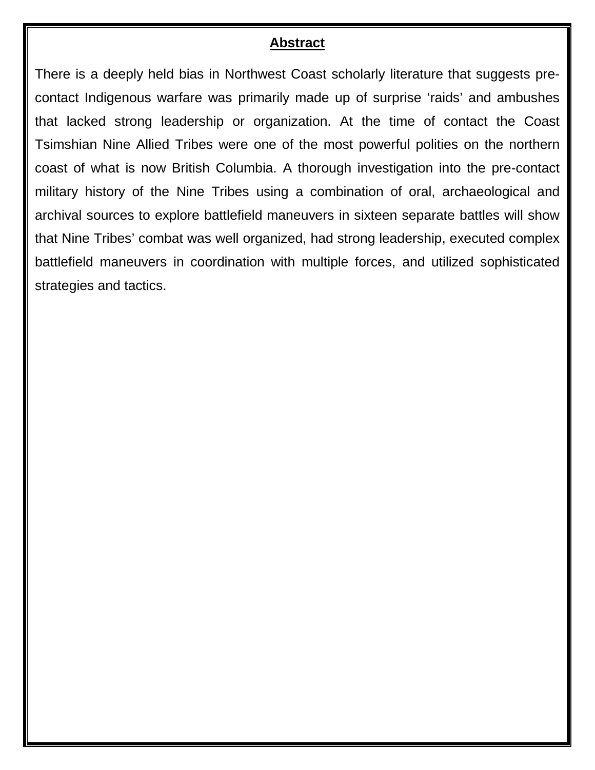## Abstract

There is a deeply held bias in Northwest Coast scholarly literature that suggests pre-contact Indigenous warfare was primarily made up of surprise 'raids' and ambushes that lacked strong leadership or organization. At the time of contact the Coast Tsimshian Nine Allied Tribes were one of the most powerful polities on the northern coast of what is now British Columbia. A thorough investigation into the pre-contact military history of the Nine Tribes using a combination of oral, archaeological and archival sources to explore battlefield maneuvers in sixteen separate battles will show that Nine Tribes' combat was well organized, had strong leadership, executed complex battlefield maneuvers in coordination with multiple forces, and utilized sophisticated strategies and tactics.